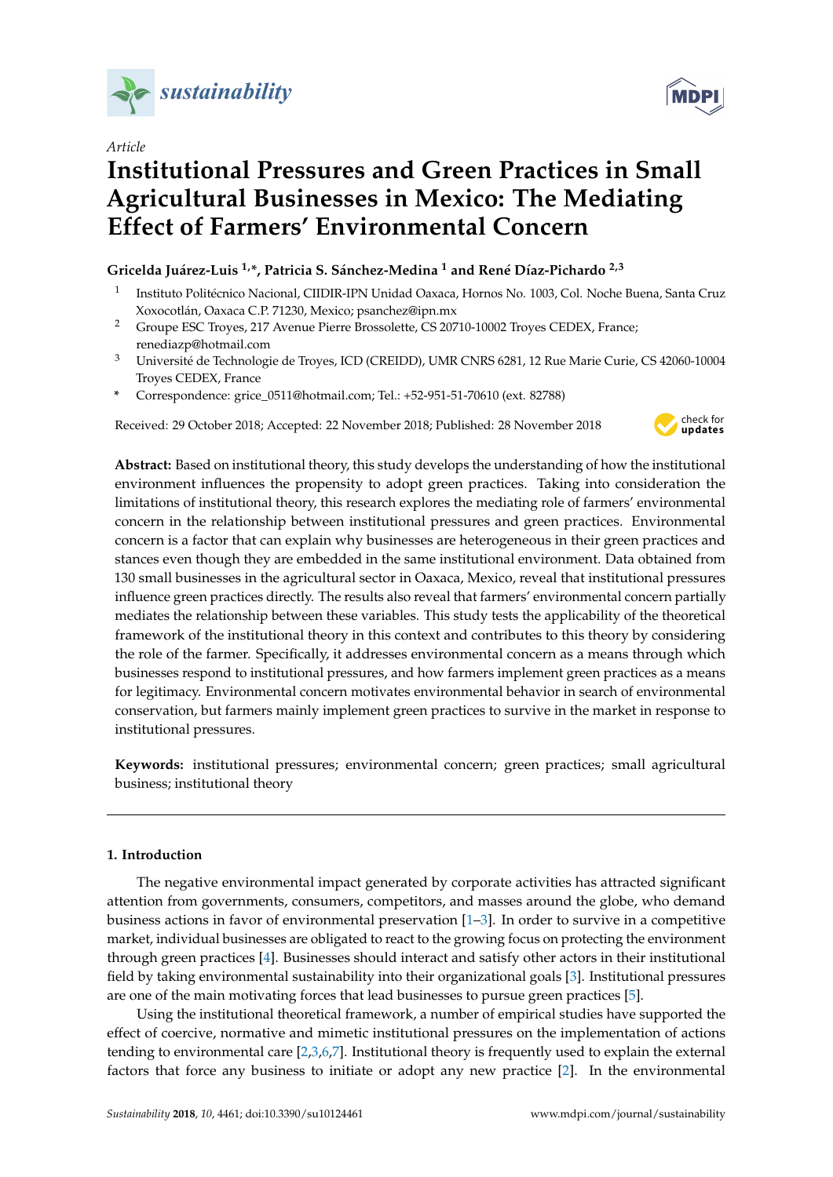*Article*

# Institutional Pressures and Green Practices in Small Agricultural Businesses in Mexico: The Mediating Effect of Farmers' Environmental Concern

**Gricelda Juárez-Luis [1,*], Patricia S. Sánchez-Medina [1] and René Díaz-Pichardo [2,3]**

1. Instituto Politécnico Nacional, CIIDIR-IPN Unidad Oaxaca, Hornos No. 1003, Col. Noche Buena, Santa Cruz Xoxocotlán, Oaxaca C.P. 71230, Mexico; psanchez@ipn.mx
2. Groupe ESC Troyes, 217 Avenue Pierre Brossolette, CS 20710-10002 Troyes CEDEX, France; renediazp@hotmail.com
3. Université de Technologie de Troyes, ICD (CREIDD), UMR CNRS 6281, 12 Rue Marie Curie, CS 42060-10004 Troyes CEDEX, France

\* Correspondence: grice_0511@hotmail.com; Tel.: +52-951-51-70610 (ext. 82788)

Received: 29 October 2018; Accepted: 22 November 2018; Published: 28 November 2018

**Abstract:** Based on institutional theory, this study develops the understanding of how the institutional environment influences the propensity to adopt green practices. Taking into consideration the limitations of institutional theory, this research explores the mediating role of farmers' environmental concern in the relationship between institutional pressures and green practices. Environmental concern is a factor that can explain why businesses are heterogeneous in their green practices and stances even though they are embedded in the same institutional environment. Data obtained from 130 small businesses in the agricultural sector in Oaxaca, Mexico, reveal that institutional pressures influence green practices directly. The results also reveal that farmers' environmental concern partially mediates the relationship between these variables. This study tests the applicability of the theoretical framework of the institutional theory in this context and contributes to this theory by considering the role of the farmer. Specifically, it addresses environmental concern as a means through which businesses respond to institutional pressures, and how farmers implement green practices as a means for legitimacy. Environmental concern motivates environmental behavior in search of environmental conservation, but farmers mainly implement green practices to survive in the market in response to institutional pressures.

**Keywords:** institutional pressures; environmental concern; green practices; small agricultural business; institutional theory

## 1. Introduction

The negative environmental impact generated by corporate activities has attracted significant attention from governments, consumers, competitors, and masses around the globe, who demand business actions in favor of environmental preservation [1–3]. In order to survive in a competitive market, individual businesses are obligated to react to the growing focus on protecting the environment through green practices [4]. Businesses should interact and satisfy other actors in their institutional field by taking environmental sustainability into their organizational goals [3]. Institutional pressures are one of the main motivating forces that lead businesses to pursue green practices [5].

Using the institutional theoretical framework, a number of empirical studies have supported the effect of coercive, normative and mimetic institutional pressures on the implementation of actions tending to environmental care [2,3,6,7]. Institutional theory is frequently used to explain the external factors that force any business to initiate or adopt any new practice [2]. In the environmental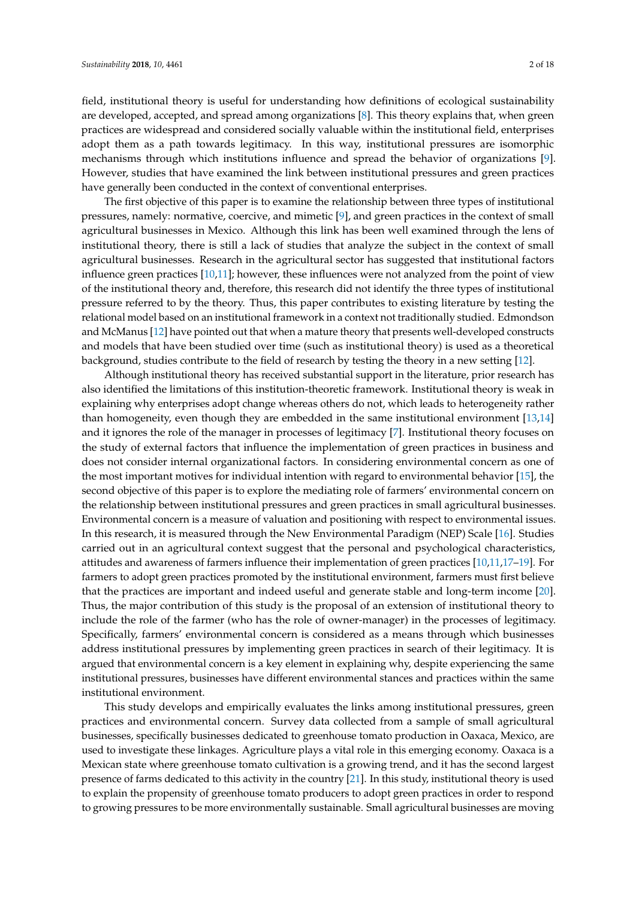field, institutional theory is useful for understanding how definitions of ecological sustainability are developed, accepted, and spread among organizations [8]. This theory explains that, when green practices are widespread and considered socially valuable within the institutional field, enterprises adopt them as a path towards legitimacy. In this way, institutional pressures are isomorphic mechanisms through which institutions influence and spread the behavior of organizations [9]. However, studies that have examined the link between institutional pressures and green practices have generally been conducted in the context of conventional enterprises.

The first objective of this paper is to examine the relationship between three types of institutional pressures, namely: normative, coercive, and mimetic [9], and green practices in the context of small agricultural businesses in Mexico. Although this link has been well examined through the lens of institutional theory, there is still a lack of studies that analyze the subject in the context of small agricultural businesses. Research in the agricultural sector has suggested that institutional factors influence green practices [10,11]; however, these influences were not analyzed from the point of view of the institutional theory and, therefore, this research did not identify the three types of institutional pressure referred to by the theory. Thus, this paper contributes to existing literature by testing the relational model based on an institutional framework in a context not traditionally studied. Edmondson and McManus [12] have pointed out that when a mature theory that presents well-developed constructs and models that have been studied over time (such as institutional theory) is used as a theoretical background, studies contribute to the field of research by testing the theory in a new setting [12].

Although institutional theory has received substantial support in the literature, prior research has also identified the limitations of this institution-theoretic framework. Institutional theory is weak in explaining why enterprises adopt change whereas others do not, which leads to heterogeneity rather than homogeneity, even though they are embedded in the same institutional environment [13,14] and it ignores the role of the manager in processes of legitimacy [7]. Institutional theory focuses on the study of external factors that influence the implementation of green practices in business and does not consider internal organizational factors. In considering environmental concern as one of the most important motives for individual intention with regard to environmental behavior [15], the second objective of this paper is to explore the mediating role of farmers' environmental concern on the relationship between institutional pressures and green practices in small agricultural businesses. Environmental concern is a measure of valuation and positioning with respect to environmental issues. In this research, it is measured through the New Environmental Paradigm (NEP) Scale [16]. Studies carried out in an agricultural context suggest that the personal and psychological characteristics, attitudes and awareness of farmers influence their implementation of green practices [10,11,17–19]. For farmers to adopt green practices promoted by the institutional environment, farmers must first believe that the practices are important and indeed useful and generate stable and long-term income [20]. Thus, the major contribution of this study is the proposal of an extension of institutional theory to include the role of the farmer (who has the role of owner-manager) in the processes of legitimacy. Specifically, farmers' environmental concern is considered as a means through which businesses address institutional pressures by implementing green practices in search of their legitimacy. It is argued that environmental concern is a key element in explaining why, despite experiencing the same institutional pressures, businesses have different environmental stances and practices within the same institutional environment.

This study develops and empirically evaluates the links among institutional pressures, green practices and environmental concern. Survey data collected from a sample of small agricultural businesses, specifically businesses dedicated to greenhouse tomato production in Oaxaca, Mexico, are used to investigate these linkages. Agriculture plays a vital role in this emerging economy. Oaxaca is a Mexican state where greenhouse tomato cultivation is a growing trend, and it has the second largest presence of farms dedicated to this activity in the country [21]. In this study, institutional theory is used to explain the propensity of greenhouse tomato producers to adopt green practices in order to respond to growing pressures to be more environmentally sustainable. Small agricultural businesses are moving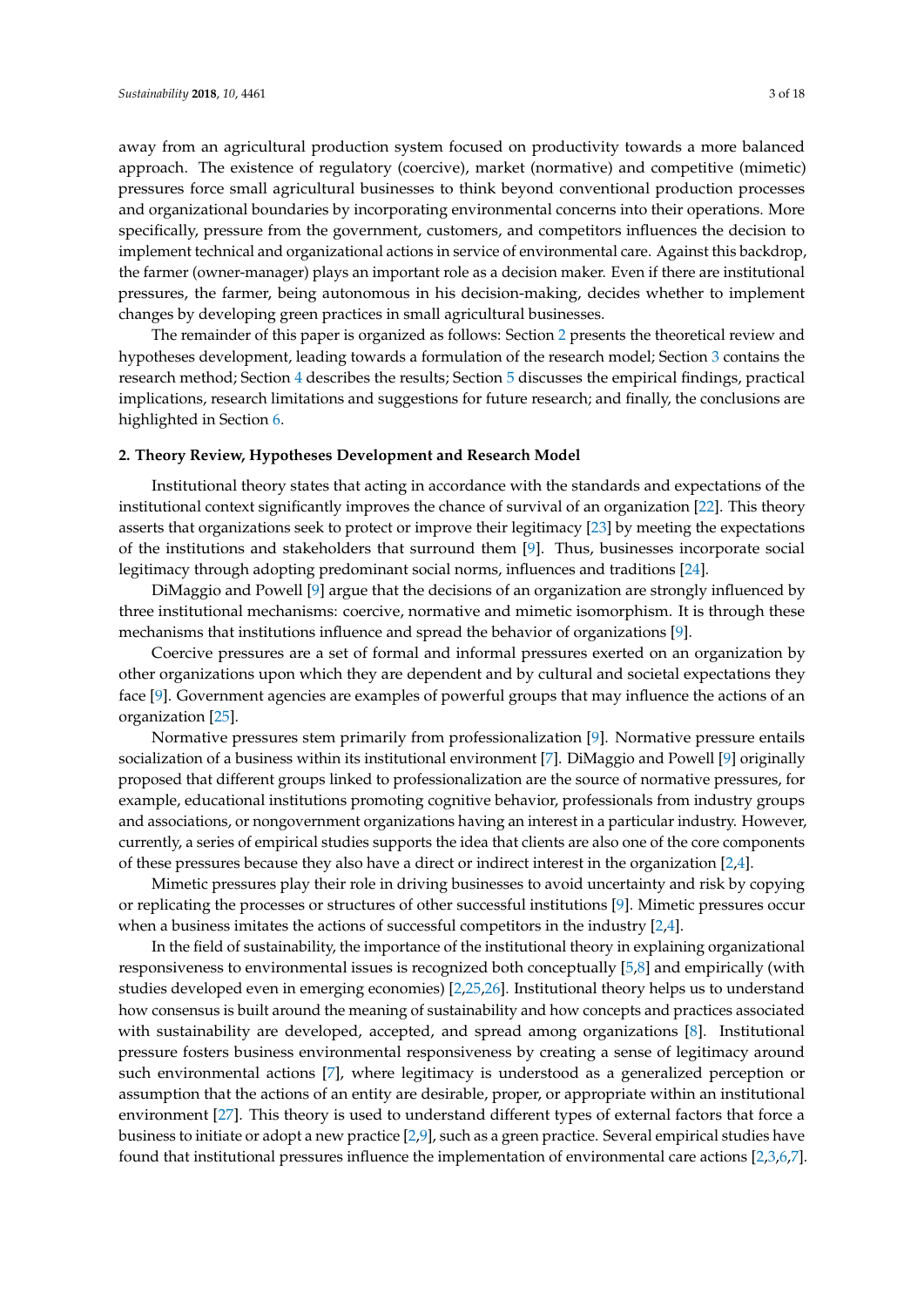away from an agricultural production system focused on productivity towards a more balanced approach. The existence of regulatory (coercive), market (normative) and competitive (mimetic) pressures force small agricultural businesses to think beyond conventional production processes and organizational boundaries by incorporating environmental concerns into their operations. More specifically, pressure from the government, customers, and competitors influences the decision to implement technical and organizational actions in service of environmental care. Against this backdrop, the farmer (owner-manager) plays an important role as a decision maker. Even if there are institutional pressures, the farmer, being autonomous in his decision-making, decides whether to implement changes by developing green practices in small agricultural businesses.

The remainder of this paper is organized as follows: Section 2 presents the theoretical review and hypotheses development, leading towards a formulation of the research model; Section 3 contains the research method; Section 4 describes the results; Section 5 discusses the empirical findings, practical implications, research limitations and suggestions for future research; and finally, the conclusions are highlighted in Section 6.

## 2. Theory Review, Hypotheses Development and Research Model

Institutional theory states that acting in accordance with the standards and expectations of the institutional context significantly improves the chance of survival of an organization [22]. This theory asserts that organizations seek to protect or improve their legitimacy [23] by meeting the expectations of the institutions and stakeholders that surround them [9]. Thus, businesses incorporate social legitimacy through adopting predominant social norms, influences and traditions [24].

DiMaggio and Powell [9] argue that the decisions of an organization are strongly influenced by three institutional mechanisms: coercive, normative and mimetic isomorphism. It is through these mechanisms that institutions influence and spread the behavior of organizations [9].

Coercive pressures are a set of formal and informal pressures exerted on an organization by other organizations upon which they are dependent and by cultural and societal expectations they face [9]. Government agencies are examples of powerful groups that may influence the actions of an organization [25].

Normative pressures stem primarily from professionalization [9]. Normative pressure entails socialization of a business within its institutional environment [7]. DiMaggio and Powell [9] originally proposed that different groups linked to professionalization are the source of normative pressures, for example, educational institutions promoting cognitive behavior, professionals from industry groups and associations, or nongovernment organizations having an interest in a particular industry. However, currently, a series of empirical studies supports the idea that clients are also one of the core components of these pressures because they also have a direct or indirect interest in the organization [2,4].

Mimetic pressures play their role in driving businesses to avoid uncertainty and risk by copying or replicating the processes or structures of other successful institutions [9]. Mimetic pressures occur when a business imitates the actions of successful competitors in the industry [2,4].

In the field of sustainability, the importance of the institutional theory in explaining organizational responsiveness to environmental issues is recognized both conceptually [5,8] and empirically (with studies developed even in emerging economies) [2,25,26]. Institutional theory helps us to understand how consensus is built around the meaning of sustainability and how concepts and practices associated with sustainability are developed, accepted, and spread among organizations [8]. Institutional pressure fosters business environmental responsiveness by creating a sense of legitimacy around such environmental actions [7], where legitimacy is understood as a generalized perception or assumption that the actions of an entity are desirable, proper, or appropriate within an institutional environment [27]. This theory is used to understand different types of external factors that force a business to initiate or adopt a new practice [2,9], such as a green practice. Several empirical studies have found that institutional pressures influence the implementation of environmental care actions [2,3,6,7].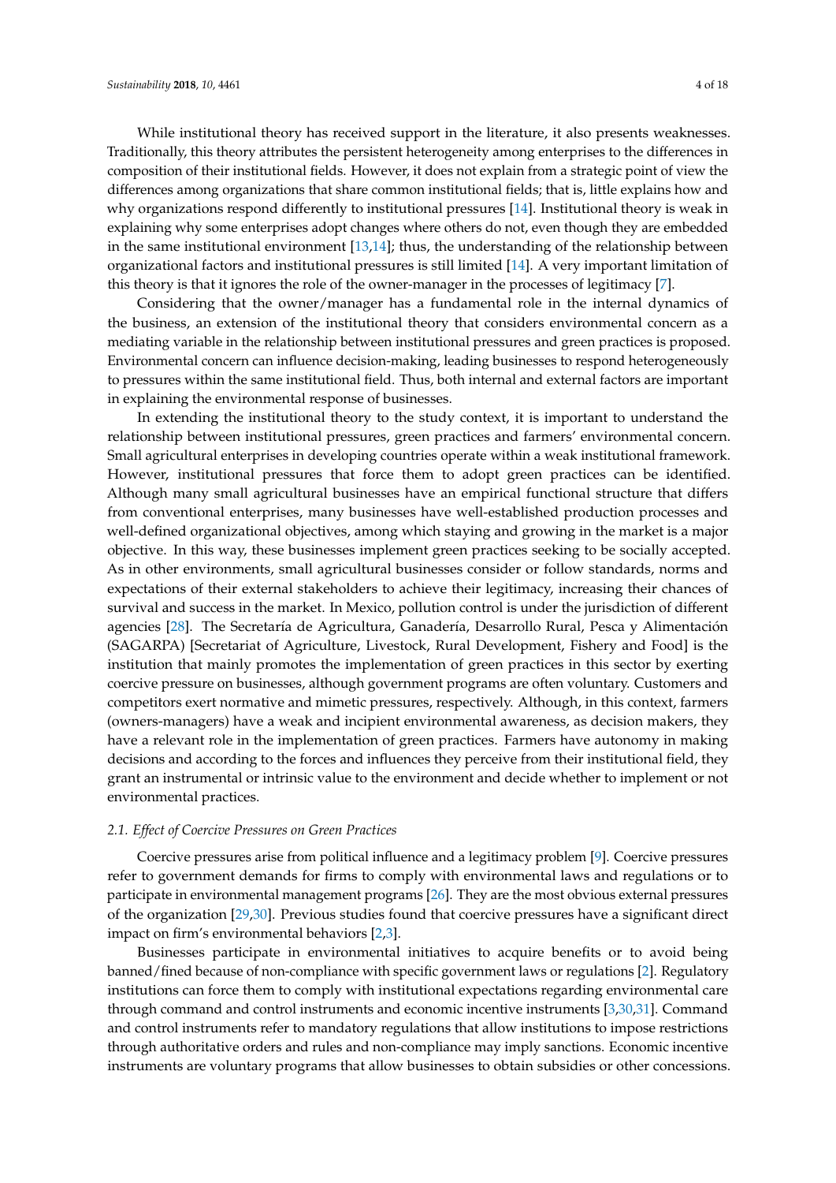While institutional theory has received support in the literature, it also presents weaknesses. Traditionally, this theory attributes the persistent heterogeneity among enterprises to the differences in composition of their institutional fields. However, it does not explain from a strategic point of view the differences among organizations that share common institutional fields; that is, little explains how and why organizations respond differently to institutional pressures [14]. Institutional theory is weak in explaining why some enterprises adopt changes where others do not, even though they are embedded in the same institutional environment [13,14]; thus, the understanding of the relationship between organizational factors and institutional pressures is still limited [14]. A very important limitation of this theory is that it ignores the role of the owner-manager in the processes of legitimacy [7].

Considering that the owner/manager has a fundamental role in the internal dynamics of the business, an extension of the institutional theory that considers environmental concern as a mediating variable in the relationship between institutional pressures and green practices is proposed. Environmental concern can influence decision-making, leading businesses to respond heterogeneously to pressures within the same institutional field. Thus, both internal and external factors are important in explaining the environmental response of businesses.

In extending the institutional theory to the study context, it is important to understand the relationship between institutional pressures, green practices and farmers' environmental concern. Small agricultural enterprises in developing countries operate within a weak institutional framework. However, institutional pressures that force them to adopt green practices can be identified. Although many small agricultural businesses have an empirical functional structure that differs from conventional enterprises, many businesses have well-established production processes and well-defined organizational objectives, among which staying and growing in the market is a major objective. In this way, these businesses implement green practices seeking to be socially accepted. As in other environments, small agricultural businesses consider or follow standards, norms and expectations of their external stakeholders to achieve their legitimacy, increasing their chances of survival and success in the market. In Mexico, pollution control is under the jurisdiction of different agencies [28]. The Secretaría de Agricultura, Ganadería, Desarrollo Rural, Pesca y Alimentación (SAGARPA) [Secretariat of Agriculture, Livestock, Rural Development, Fishery and Food] is the institution that mainly promotes the implementation of green practices in this sector by exerting coercive pressure on businesses, although government programs are often voluntary. Customers and competitors exert normative and mimetic pressures, respectively. Although, in this context, farmers (owners-managers) have a weak and incipient environmental awareness, as decision makers, they have a relevant role in the implementation of green practices. Farmers have autonomy in making decisions and according to the forces and influences they perceive from their institutional field, they grant an instrumental or intrinsic value to the environment and decide whether to implement or not environmental practices.

### *2.1. Effect of Coercive Pressures on Green Practices*

Coercive pressures arise from political influence and a legitimacy problem [9]. Coercive pressures refer to government demands for firms to comply with environmental laws and regulations or to participate in environmental management programs [26]. They are the most obvious external pressures of the organization [29,30]. Previous studies found that coercive pressures have a significant direct impact on firm's environmental behaviors [2,3].

Businesses participate in environmental initiatives to acquire benefits or to avoid being banned/fined because of non-compliance with specific government laws or regulations [2]. Regulatory institutions can force them to comply with institutional expectations regarding environmental care through command and control instruments and economic incentive instruments [3,30,31]. Command and control instruments refer to mandatory regulations that allow institutions to impose restrictions through authoritative orders and rules and non-compliance may imply sanctions. Economic incentive instruments are voluntary programs that allow businesses to obtain subsidies or other concessions.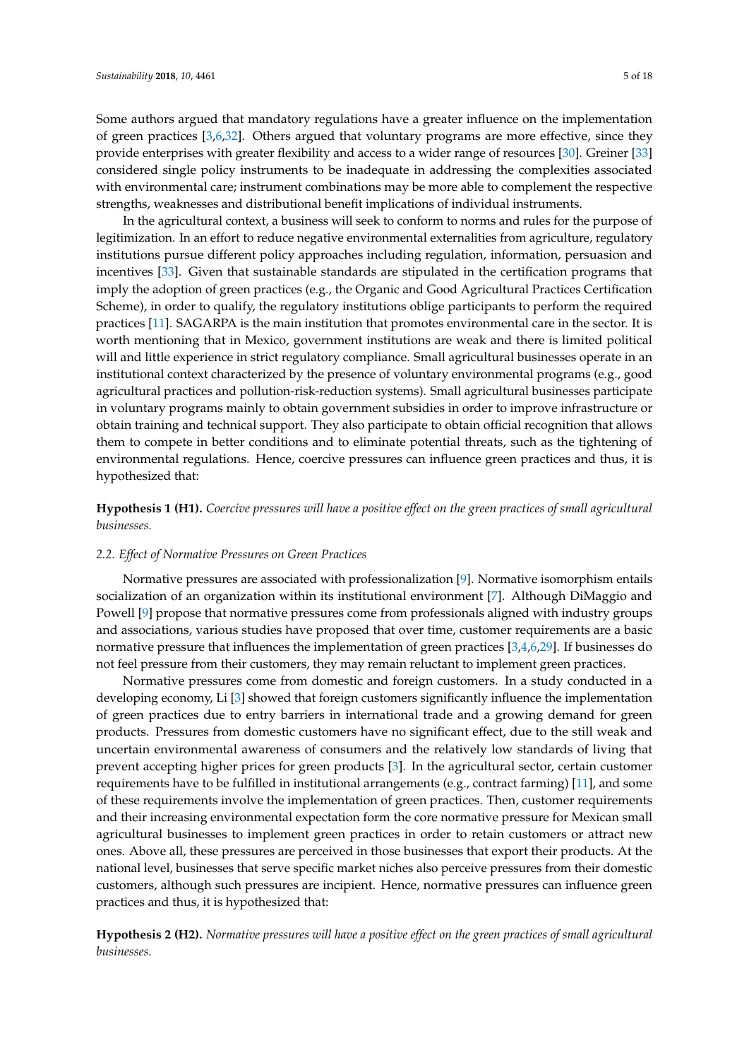Some authors argued that mandatory regulations have a greater influence on the implementation of green practices [3,6,32]. Others argued that voluntary programs are more effective, since they provide enterprises with greater flexibility and access to a wider range of resources [30]. Greiner [33] considered single policy instruments to be inadequate in addressing the complexities associated with environmental care; instrument combinations may be more able to complement the respective strengths, weaknesses and distributional benefit implications of individual instruments.

In the agricultural context, a business will seek to conform to norms and rules for the purpose of legitimization. In an effort to reduce negative environmental externalities from agriculture, regulatory institutions pursue different policy approaches including regulation, information, persuasion and incentives [33]. Given that sustainable standards are stipulated in the certification programs that imply the adoption of green practices (e.g., the Organic and Good Agricultural Practices Certification Scheme), in order to qualify, the regulatory institutions oblige participants to perform the required practices [11]. SAGARPA is the main institution that promotes environmental care in the sector. It is worth mentioning that in Mexico, government institutions are weak and there is limited political will and little experience in strict regulatory compliance. Small agricultural businesses operate in an institutional context characterized by the presence of voluntary environmental programs (e.g., good agricultural practices and pollution-risk-reduction systems). Small agricultural businesses participate in voluntary programs mainly to obtain government subsidies in order to improve infrastructure or obtain training and technical support. They also participate to obtain official recognition that allows them to compete in better conditions and to eliminate potential threats, such as the tightening of environmental regulations. Hence, coercive pressures can influence green practices and thus, it is hypothesized that:

**Hypothesis 1 (H1).** *Coercive pressures will have a positive effect on the green practices of small agricultural businesses.*

### 2.2. Effect of Normative Pressures on Green Practices

Normative pressures are associated with professionalization [9]. Normative isomorphism entails socialization of an organization within its institutional environment [7]. Although DiMaggio and Powell [9] propose that normative pressures come from professionals aligned with industry groups and associations, various studies have proposed that over time, customer requirements are a basic normative pressure that influences the implementation of green practices [3,4,6,29]. If businesses do not feel pressure from their customers, they may remain reluctant to implement green practices.

Normative pressures come from domestic and foreign customers. In a study conducted in a developing economy, Li [3] showed that foreign customers significantly influence the implementation of green practices due to entry barriers in international trade and a growing demand for green products. Pressures from domestic customers have no significant effect, due to the still weak and uncertain environmental awareness of consumers and the relatively low standards of living that prevent accepting higher prices for green products [3]. In the agricultural sector, certain customer requirements have to be fulfilled in institutional arrangements (e.g., contract farming) [11], and some of these requirements involve the implementation of green practices. Then, customer requirements and their increasing environmental expectation form the core normative pressure for Mexican small agricultural businesses to implement green practices in order to retain customers or attract new ones. Above all, these pressures are perceived in those businesses that export their products. At the national level, businesses that serve specific market niches also perceive pressures from their domestic customers, although such pressures are incipient. Hence, normative pressures can influence green practices and thus, it is hypothesized that:

**Hypothesis 2 (H2).** *Normative pressures will have a positive effect on the green practices of small agricultural businesses.*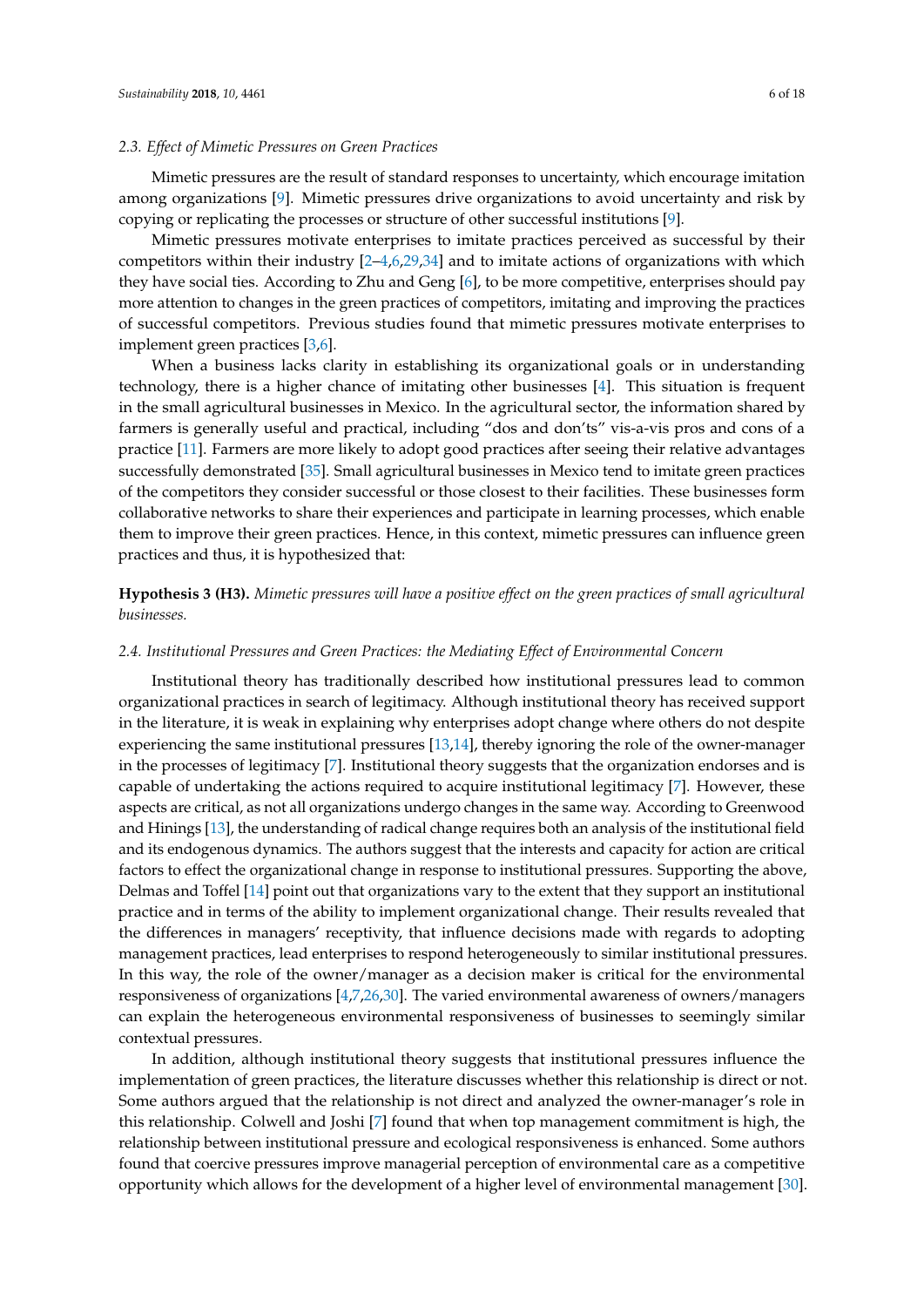### 2.3. Effect of Mimetic Pressures on Green Practices

Mimetic pressures are the result of standard responses to uncertainty, which encourage imitation among organizations [9]. Mimetic pressures drive organizations to avoid uncertainty and risk by copying or replicating the processes or structure of other successful institutions [9].

Mimetic pressures motivate enterprises to imitate practices perceived as successful by their competitors within their industry [2–4,6,29,34] and to imitate actions of organizations with which they have social ties. According to Zhu and Geng [6], to be more competitive, enterprises should pay more attention to changes in the green practices of competitors, imitating and improving the practices of successful competitors. Previous studies found that mimetic pressures motivate enterprises to implement green practices [3,6].

When a business lacks clarity in establishing its organizational goals or in understanding technology, there is a higher chance of imitating other businesses [4]. This situation is frequent in the small agricultural businesses in Mexico. In the agricultural sector, the information shared by farmers is generally useful and practical, including "dos and don'ts" vis-a-vis pros and cons of a practice [11]. Farmers are more likely to adopt good practices after seeing their relative advantages successfully demonstrated [35]. Small agricultural businesses in Mexico tend to imitate green practices of the competitors they consider successful or those closest to their facilities. These businesses form collaborative networks to share their experiences and participate in learning processes, which enable them to improve their green practices. Hence, in this context, mimetic pressures can influence green practices and thus, it is hypothesized that:

**Hypothesis 3 (H3).** *Mimetic pressures will have a positive effect on the green practices of small agricultural businesses.*

### 2.4. Institutional Pressures and Green Practices: the Mediating Effect of Environmental Concern

Institutional theory has traditionally described how institutional pressures lead to common organizational practices in search of legitimacy. Although institutional theory has received support in the literature, it is weak in explaining why enterprises adopt change where others do not despite experiencing the same institutional pressures [13,14], thereby ignoring the role of the owner-manager in the processes of legitimacy [7]. Institutional theory suggests that the organization endorses and is capable of undertaking the actions required to acquire institutional legitimacy [7]. However, these aspects are critical, as not all organizations undergo changes in the same way. According to Greenwood and Hinings [13], the understanding of radical change requires both an analysis of the institutional field and its endogenous dynamics. The authors suggest that the interests and capacity for action are critical factors to effect the organizational change in response to institutional pressures. Supporting the above, Delmas and Toffel [14] point out that organizations vary to the extent that they support an institutional practice and in terms of the ability to implement organizational change. Their results revealed that the differences in managers' receptivity, that influence decisions made with regards to adopting management practices, lead enterprises to respond heterogeneously to similar institutional pressures. In this way, the role of the owner/manager as a decision maker is critical for the environmental responsiveness of organizations [4,7,26,30]. The varied environmental awareness of owners/managers can explain the heterogeneous environmental responsiveness of businesses to seemingly similar contextual pressures.

In addition, although institutional theory suggests that institutional pressures influence the implementation of green practices, the literature discusses whether this relationship is direct or not. Some authors argued that the relationship is not direct and analyzed the owner-manager's role in this relationship. Colwell and Joshi [7] found that when top management commitment is high, the relationship between institutional pressure and ecological responsiveness is enhanced. Some authors found that coercive pressures improve managerial perception of environmental care as a competitive opportunity which allows for the development of a higher level of environmental management [30].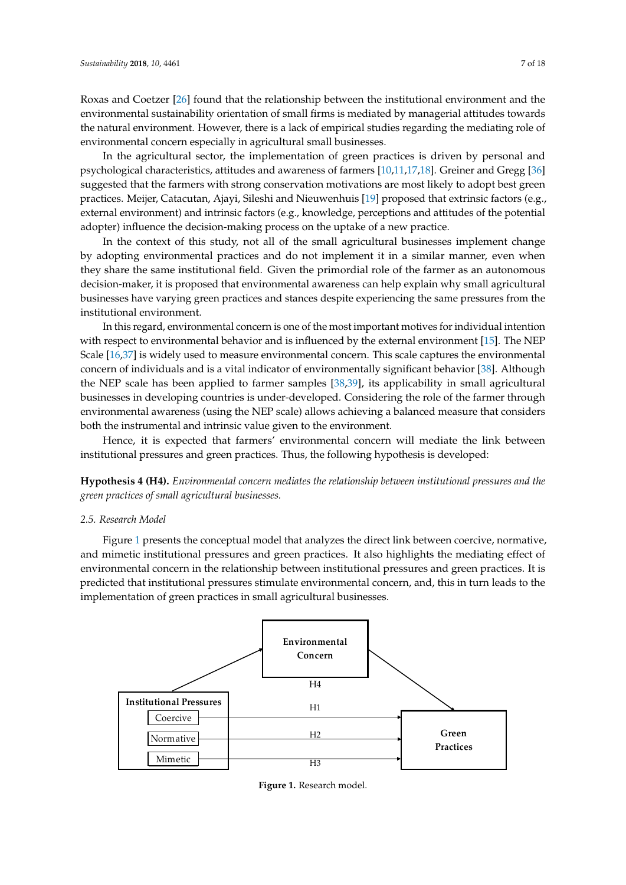Roxas and Coetzer [26] found that the relationship between the institutional environment and the environmental sustainability orientation of small firms is mediated by managerial attitudes towards the natural environment. However, there is a lack of empirical studies regarding the mediating role of environmental concern especially in agricultural small businesses.

In the agricultural sector, the implementation of green practices is driven by personal and psychological characteristics, attitudes and awareness of farmers [10,11,17,18]. Greiner and Gregg [36] suggested that the farmers with strong conservation motivations are most likely to adopt best green practices. Meijer, Catacutan, Ajayi, Sileshi and Nieuwenhuis [19] proposed that extrinsic factors (e.g., external environment) and intrinsic factors (e.g., knowledge, perceptions and attitudes of the potential adopter) influence the decision-making process on the uptake of a new practice.

In the context of this study, not all of the small agricultural businesses implement change by adopting environmental practices and do not implement it in a similar manner, even when they share the same institutional field. Given the primordial role of the farmer as an autonomous decision-maker, it is proposed that environmental awareness can help explain why small agricultural businesses have varying green practices and stances despite experiencing the same pressures from the institutional environment.

In this regard, environmental concern is one of the most important motives for individual intention with respect to environmental behavior and is influenced by the external environment [15]. The NEP Scale [16,37] is widely used to measure environmental concern. This scale captures the environmental concern of individuals and is a vital indicator of environmentally significant behavior [38]. Although the NEP scale has been applied to farmer samples [38,39], its applicability in small agricultural businesses in developing countries is under-developed. Considering the role of the farmer through environmental awareness (using the NEP scale) allows achieving a balanced measure that considers both the instrumental and intrinsic value given to the environment.

Hence, it is expected that farmers' environmental concern will mediate the link between institutional pressures and green practices. Thus, the following hypothesis is developed:

**Hypothesis 4 (H4).** *Environmental concern mediates the relationship between institutional pressures and the green practices of small agricultural businesses.*

### 2.5. Research Model

Figure 1 presents the conceptual model that analyzes the direct link between coercive, normative, and mimetic institutional pressures and green practices. It also highlights the mediating effect of environmental concern in the relationship between institutional pressures and green practices. It is predicted that institutional pressures stimulate environmental concern, and, this in turn leads to the implementation of green practices in small agricultural businesses.

**Figure 1.** Research model.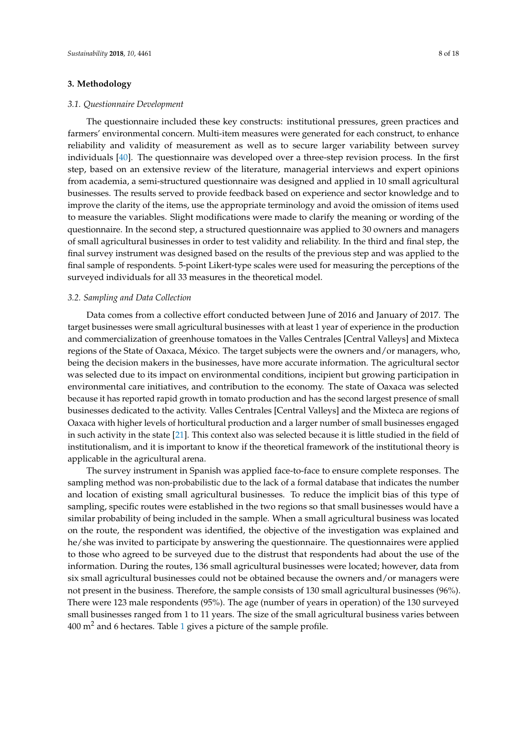## 3. Methodology

### 3.1. Questionnaire Development

The questionnaire included these key constructs: institutional pressures, green practices and farmers' environmental concern. Multi-item measures were generated for each construct, to enhance reliability and validity of measurement as well as to secure larger variability between survey individuals [40]. The questionnaire was developed over a three-step revision process. In the first step, based on an extensive review of the literature, managerial interviews and expert opinions from academia, a semi-structured questionnaire was designed and applied in 10 small agricultural businesses. The results served to provide feedback based on experience and sector knowledge and to improve the clarity of the items, use the appropriate terminology and avoid the omission of items used to measure the variables. Slight modifications were made to clarify the meaning or wording of the questionnaire. In the second step, a structured questionnaire was applied to 30 owners and managers of small agricultural businesses in order to test validity and reliability. In the third and final step, the final survey instrument was designed based on the results of the previous step and was applied to the final sample of respondents. 5-point Likert-type scales were used for measuring the perceptions of the surveyed individuals for all 33 measures in the theoretical model.

### 3.2. Sampling and Data Collection

Data comes from a collective effort conducted between June of 2016 and January of 2017. The target businesses were small agricultural businesses with at least 1 year of experience in the production and commercialization of greenhouse tomatoes in the Valles Centrales [Central Valleys] and Mixteca regions of the State of Oaxaca, México. The target subjects were the owners and/or managers, who, being the decision makers in the businesses, have more accurate information. The agricultural sector was selected due to its impact on environmental conditions, incipient but growing participation in environmental care initiatives, and contribution to the economy. The state of Oaxaca was selected because it has reported rapid growth in tomato production and has the second largest presence of small businesses dedicated to the activity. Valles Centrales [Central Valleys] and the Mixteca are regions of Oaxaca with higher levels of horticultural production and a larger number of small businesses engaged in such activity in the state [21]. This context also was selected because it is little studied in the field of institutionalism, and it is important to know if the theoretical framework of the institutional theory is applicable in the agricultural arena.

The survey instrument in Spanish was applied face-to-face to ensure complete responses. The sampling method was non-probabilistic due to the lack of a formal database that indicates the number and location of existing small agricultural businesses. To reduce the implicit bias of this type of sampling, specific routes were established in the two regions so that small businesses would have a similar probability of being included in the sample. When a small agricultural business was located on the route, the respondent was identified, the objective of the investigation was explained and he/she was invited to participate by answering the questionnaire. The questionnaires were applied to those who agreed to be surveyed due to the distrust that respondents had about the use of the information. During the routes, 136 small agricultural businesses were located; however, data from six small agricultural businesses could not be obtained because the owners and/or managers were not present in the business. Therefore, the sample consists of 130 small agricultural businesses (96%). There were 123 male respondents (95%). The age (number of years in operation) of the 130 surveyed small businesses ranged from 1 to 11 years. The size of the small agricultural business varies between 400 $m^2$ and 6 hectares. Table 1 gives a picture of the sample profile.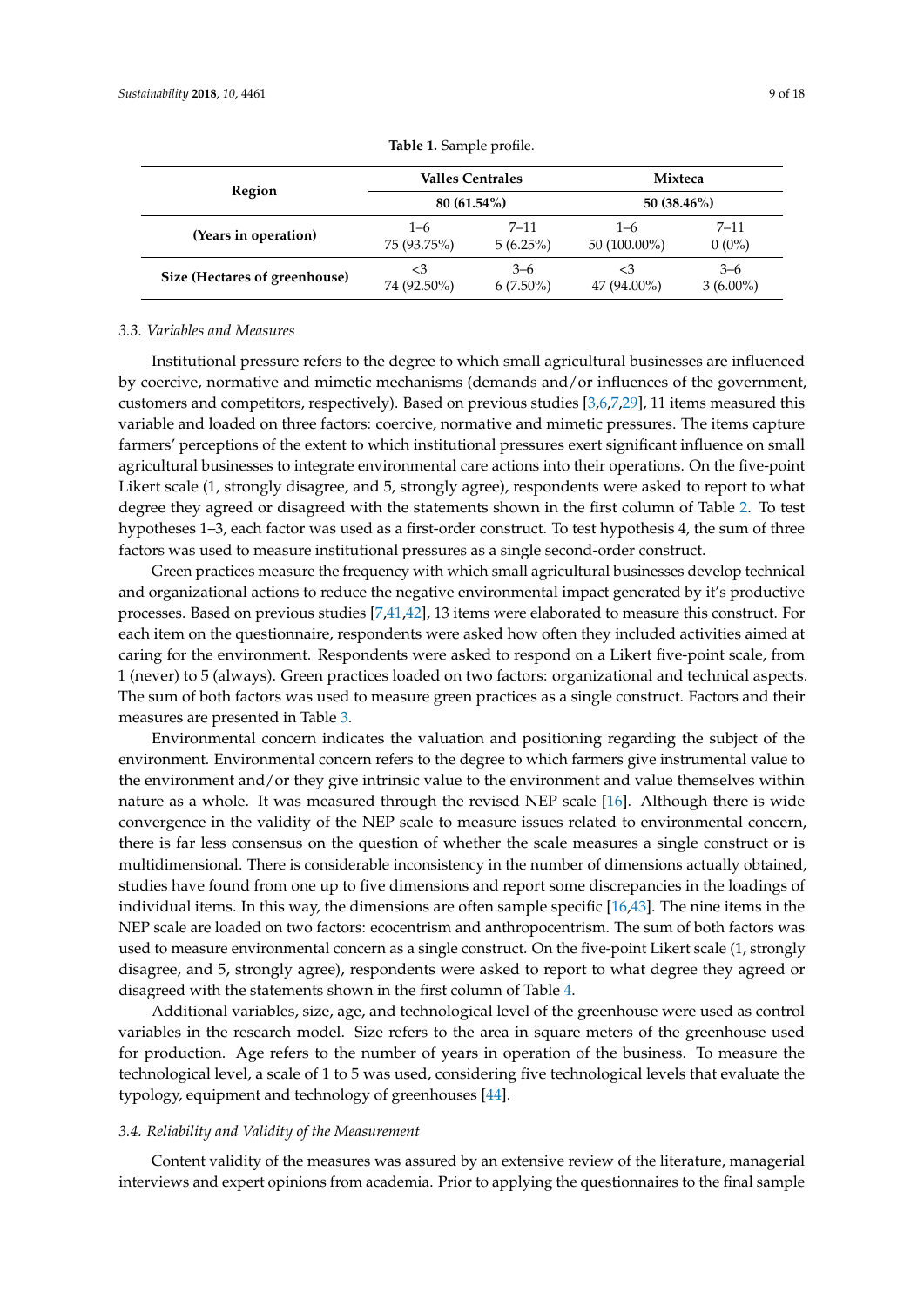**Table 1.** Sample profile.

| Region | Valles Centrales | | Mixteca | |
|---|---|---|---|---|
| | 80 (61.54%) | | 50 (38.46%) | |
| (Years in operation) | 1–6<br>75 (93.75%) | 7–11<br>5 (6.25%) | 1–6<br>50 (100.00%) | 7–11<br>0 (0%) |
| Size (Hectares of greenhouse) | <3<br>74 (92.50%) | 3–6<br>6 (7.50%) | <3<br>47 (94.00%) | 3–6<br>3 (6.00%) |

### 3.3. Variables and Measures

Institutional pressure refers to the degree to which small agricultural businesses are influenced by coercive, normative and mimetic mechanisms (demands and/or influences of the government, customers and competitors, respectively). Based on previous studies [3,6,7,29], 11 items measured this variable and loaded on three factors: coercive, normative and mimetic pressures. The items capture farmers' perceptions of the extent to which institutional pressures exert significant influence on small agricultural businesses to integrate environmental care actions into their operations. On the five-point Likert scale (1, strongly disagree, and 5, strongly agree), respondents were asked to report to what degree they agreed or disagreed with the statements shown in the first column of Table 2. To test hypotheses 1–3, each factor was used as a first-order construct. To test hypothesis 4, the sum of three factors was used to measure institutional pressures as a single second-order construct.

Green practices measure the frequency with which small agricultural businesses develop technical and organizational actions to reduce the negative environmental impact generated by it's productive processes. Based on previous studies [7,41,42], 13 items were elaborated to measure this construct. For each item on the questionnaire, respondents were asked how often they included activities aimed at caring for the environment. Respondents were asked to respond on a Likert five-point scale, from 1 (never) to 5 (always). Green practices loaded on two factors: organizational and technical aspects. The sum of both factors was used to measure green practices as a single construct. Factors and their measures are presented in Table 3.

Environmental concern indicates the valuation and positioning regarding the subject of the environment. Environmental concern refers to the degree to which farmers give instrumental value to the environment and/or they give intrinsic value to the environment and value themselves within nature as a whole. It was measured through the revised NEP scale [16]. Although there is wide convergence in the validity of the NEP scale to measure issues related to environmental concern, there is far less consensus on the question of whether the scale measures a single construct or is multidimensional. There is considerable inconsistency in the number of dimensions actually obtained, studies have found from one up to five dimensions and report some discrepancies in the loadings of individual items. In this way, the dimensions are often sample specific [16,43]. The nine items in the NEP scale are loaded on two factors: ecocentrism and anthropocentrism. The sum of both factors was used to measure environmental concern as a single construct. On the five-point Likert scale (1, strongly disagree, and 5, strongly agree), respondents were asked to report to what degree they agreed or disagreed with the statements shown in the first column of Table 4.

Additional variables, size, age, and technological level of the greenhouse were used as control variables in the research model. Size refers to the area in square meters of the greenhouse used for production. Age refers to the number of years in operation of the business. To measure the technological level, a scale of 1 to 5 was used, considering five technological levels that evaluate the typology, equipment and technology of greenhouses [44].

### 3.4. Reliability and Validity of the Measurement

Content validity of the measures was assured by an extensive review of the literature, managerial interviews and expert opinions from academia. Prior to applying the questionnaires to the final sample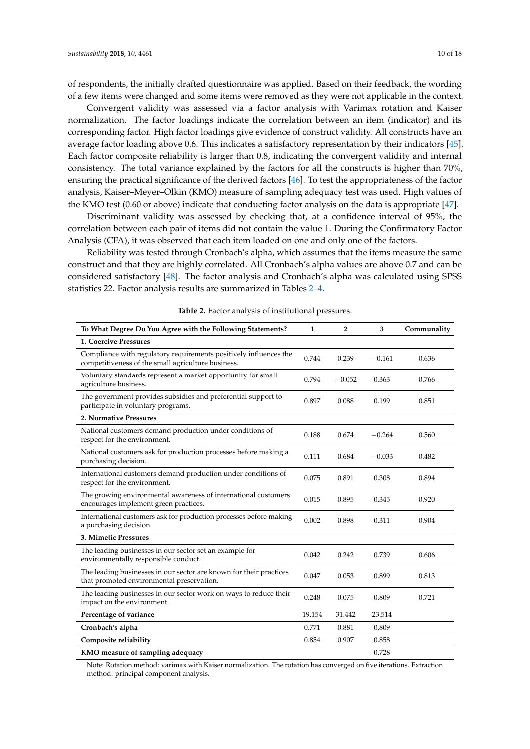of respondents, the initially drafted questionnaire was applied. Based on their feedback, the wording of a few items were changed and some items were removed as they were not applicable in the context.

Convergent validity was assessed via a factor analysis with Varimax rotation and Kaiser normalization. The factor loadings indicate the correlation between an item (indicator) and its corresponding factor. High factor loadings give evidence of construct validity. All constructs have an average factor loading above 0.6. This indicates a satisfactory representation by their indicators [45]. Each factor composite reliability is larger than 0.8, indicating the convergent validity and internal consistency. The total variance explained by the factors for all the constructs is higher than 70%, ensuring the practical significance of the derived factors [46]. To test the appropriateness of the factor analysis, Kaiser–Meyer–Olkin (KMO) measure of sampling adequacy test was used. High values of the KMO test (0.60 or above) indicate that conducting factor analysis on the data is appropriate [47].

Discriminant validity was assessed by checking that, at a confidence interval of 95%, the correlation between each pair of items did not contain the value 1. During the Confirmatory Factor Analysis (CFA), it was observed that each item loaded on one and only one of the factors.

Reliability was tested through Cronbach's alpha, which assumes that the items measure the same construct and that they are highly correlated. All Cronbach's alpha values are above 0.7 and can be considered satisfactory [48]. The factor analysis and Cronbach's alpha was calculated using SPSS statistics 22. Factor analysis results are summarized in Tables 2–4.

**Table 2.** Factor analysis of institutional pressures.

| To What Degree Do You Agree with the Following Statements? | 1 | 2 | 3 | Communality |
|---|---|---|---|---|
| **1. Coercive Pressures** | | | | |
| Compliance with regulatory requirements positively influences the competitiveness of the small agriculture business. | 0.744 | 0.239 | −0.161 | 0.636 |
| Voluntary standards represent a market opportunity for small agriculture business. | 0.794 | −0.052 | 0.363 | 0.766 |
| The government provides subsidies and preferential support to participate in voluntary programs. | 0.897 | 0.088 | 0.199 | 0.851 |
| **2. Normative Pressures** | | | | |
| National customers demand production under conditions of respect for the environment. | 0.188 | 0.674 | −0.264 | 0.560 |
| National customers ask for production processes before making a purchasing decision. | 0.111 | 0.684 | −0.033 | 0.482 |
| International customers demand production under conditions of respect for the environment. | 0.075 | 0.891 | 0.308 | 0.894 |
| The growing environmental awareness of international customers encourages implement green practices. | 0.015 | 0.895 | 0.345 | 0.920 |
| International customers ask for production processes before making a purchasing decision. | 0.002 | 0.898 | 0.311 | 0.904 |
| **3. Mimetic Pressures** | | | | |
| The leading businesses in our sector set an example for environmentally responsible conduct. | 0.042 | 0.242 | 0.739 | 0.606 |
| The leading businesses in our sector are known for their practices that promoted environmental preservation. | 0.047 | 0.053 | 0.899 | 0.813 |
| The leading businesses in our sector work on ways to reduce their impact on the environment. | 0.248 | 0.075 | 0.809 | 0.721 |
| **Percentage of variance** | 19.154 | 31.442 | 23.514 | |
| **Cronbach's alpha** | 0.771 | 0.881 | 0.809 | |
| **Composite reliability** | 0.854 | 0.907 | 0.858 | |
| **KMO measure of sampling adequacy** | | | 0.728 | |

Note: Rotation method: varimax with Kaiser normalization. The rotation has converged on five iterations. Extraction method: principal component analysis.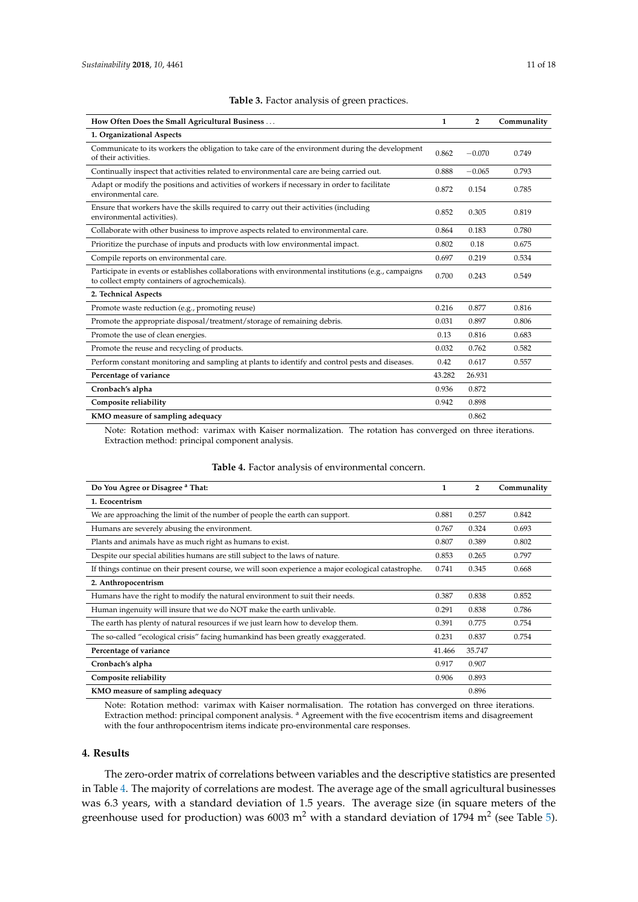**Table 3.** Factor analysis of green practices.

| How Often Does the Small Agricultural Business ... | 1 | 2 | Communality |
|---|---|---|---|
| **1. Organizational Aspects** | | | |
| Communicate to its workers the obligation to take care of the environment during the development of their activities. | 0.862 | −0.070 | 0.749 |
| Continually inspect that activities related to environmental care are being carried out. | 0.888 | −0.065 | 0.793 |
| Adapt or modify the positions and activities of workers if necessary in order to facilitate environmental care. | 0.872 | 0.154 | 0.785 |
| Ensure that workers have the skills required to carry out their activities (including environmental activities). | 0.852 | 0.305 | 0.819 |
| Collaborate with other business to improve aspects related to environmental care. | 0.864 | 0.183 | 0.780 |
| Prioritize the purchase of inputs and products with low environmental impact. | 0.802 | 0.18 | 0.675 |
| Compile reports on environmental care. | 0.697 | 0.219 | 0.534 |
| Participate in events or establishes collaborations with environmental institutions (e.g., campaigns to collect empty containers of agrochemicals). | 0.700 | 0.243 | 0.549 |
| **2. Technical Aspects** | | | |
| Promote waste reduction (e.g., promoting reuse) | 0.216 | 0.877 | 0.816 |
| Promote the appropriate disposal/treatment/storage of remaining debris. | 0.031 | 0.897 | 0.806 |
| Promote the use of clean energies. | 0.13 | 0.816 | 0.683 |
| Promote the reuse and recycling of products. | 0.032 | 0.762 | 0.582 |
| Perform constant monitoring and sampling at plants to identify and control pests and diseases. | 0.42 | 0.617 | 0.557 |
| **Percentage of variance** | 43.282 | 26.931 | |
| **Cronbach's alpha** | 0.936 | 0.872 | |
| **Composite reliability** | 0.942 | 0.898 | |
| **KMO measure of sampling adequacy** | | 0.862 | |

Note: Rotation method: varimax with Kaiser normalization. The rotation has converged on three iterations. Extraction method: principal component analysis.

**Table 4.** Factor analysis of environmental concern.

| Do You Agree or Disagree [a] That: | 1 | 2 | Communality |
|---|---|---|---|
| **1. Ecocentrism** | | | |
| We are approaching the limit of the number of people the earth can support. | 0.881 | 0.257 | 0.842 |
| Humans are severely abusing the environment. | 0.767 | 0.324 | 0.693 |
| Plants and animals have as much right as humans to exist. | 0.807 | 0.389 | 0.802 |
| Despite our special abilities humans are still subject to the laws of nature. | 0.853 | 0.265 | 0.797 |
| If things continue on their present course, we will soon experience a major ecological catastrophe. | 0.741 | 0.345 | 0.668 |
| **2. Anthropocentrism** | | | |
| Humans have the right to modify the natural environment to suit their needs. | 0.387 | 0.838 | 0.852 |
| Human ingenuity will insure that we do NOT make the earth unlivable. | 0.291 | 0.838 | 0.786 |
| The earth has plenty of natural resources if we just learn how to develop them. | 0.391 | 0.775 | 0.754 |
| The so-called "ecological crisis" facing humankind has been greatly exaggerated. | 0.231 | 0.837 | 0.754 |
| **Percentage of variance** | 41.466 | 35.747 | |
| **Cronbach's alpha** | 0.917 | 0.907 | |
| **Composite reliability** | 0.906 | 0.893 | |
| **KMO measure of sampling adequacy** | | 0.896 | |

Note: Rotation method: varimax with Kaiser normalisation. The rotation has converged on three iterations. Extraction method: principal component analysis. [a] Agreement with the five ecocentrism items and disagreement with the four anthropocentrism items indicate pro-environmental care responses.

## 4. Results

The zero-order matrix of correlations between variables and the descriptive statistics are presented in Table 4. The majority of correlations are modest. The average age of the small agricultural businesses was 6.3 years, with a standard deviation of 1.5 years. The average size (in square meters of the greenhouse used for production) was 6003 $m^2$ with a standard deviation of 1794 $m^2$ (see Table 5).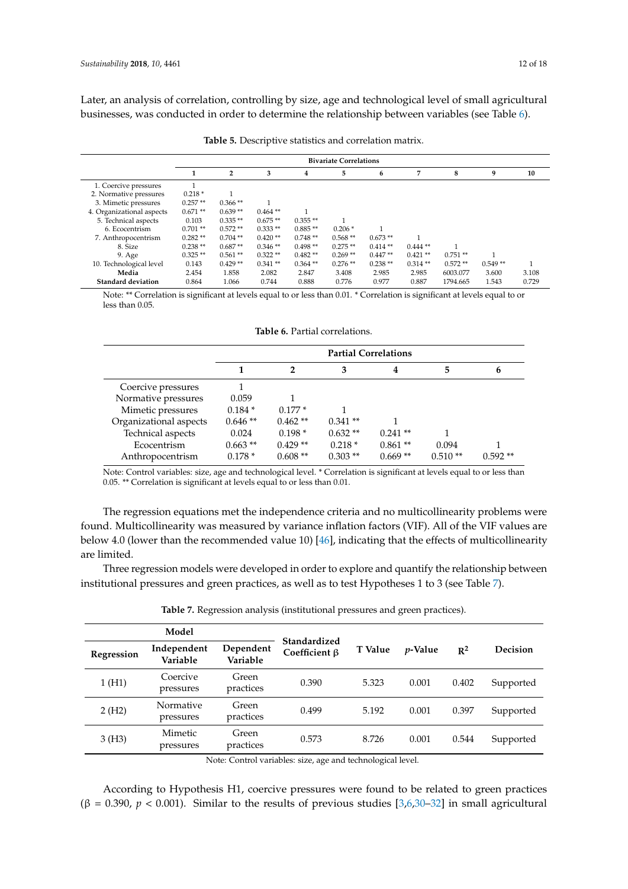Later, an analysis of correlation, controlling by size, age and technological level of small agricultural businesses, was conducted in order to determine the relationship between variables (see Table 6).

**Table 5.** Descriptive statistics and correlation matrix.

| | Bivariate Correlations | | | | | | | | | |
|---|---|---|---|---|---|---|---|---|---|---|
| | **1** | **2** | **3** | **4** | **5** | **6** | **7** | **8** | **9** | **10** |
| 1. Coercive pressures | 1 | | | | | | | | | |
| 2. Normative pressures | 0.218 * | 1 | | | | | | | | |
| 3. Mimetic pressures | 0.257 ** | 0.366 ** | 1 | | | | | | | |
| 4. Organizational aspects | 0.671 ** | 0.639 ** | 0.464 ** | 1 | | | | | | |
| 5. Technical aspects | 0.103 | 0.335 ** | 0.675 ** | 0.355 ** | 1 | | | | | |
| 6. Ecocentrism | 0.701 ** | 0.572 ** | 0.333 ** | 0.885 ** | 0.206 * | 1 | | | | |
| 7. Anthropocentrism | 0.282 ** | 0.704 ** | 0.420 ** | 0.748 ** | 0.568 ** | 0.673 ** | 1 | | | |
| 8. Size | 0.238 ** | 0.687 ** | 0.346 ** | 0.498 ** | 0.275 ** | 0.414 ** | 0.444 ** | 1 | | |
| 9. Age | 0.325 ** | 0.561 ** | 0.322 ** | 0.482 ** | 0.269 ** | 0.447 ** | 0.421 ** | 0.751 ** | 1 | |
| 10. Technological level | 0.143 | 0.429 ** | 0.341 ** | 0.364 ** | 0.276 ** | 0.238 ** | 0.314 ** | 0.572 ** | 0.549 ** | 1 |
| **Media** | 2.454 | 1.858 | 2.082 | 2.847 | 3.408 | 2.985 | 2.985 | 6003.077 | 3.600 | 3.108 |
| **Standard deviation** | 0.864 | 1.066 | 0.744 | 0.888 | 0.776 | 0.977 | 0.887 | 1794.665 | 1.543 | 0.729 |

Note: ** Correlation is significant at levels equal to or less than 0.01. * Correlation is significant at levels equal to or less than 0.05.

**Table 6.** Partial correlations.

| | Partial Correlations | | | | | |
|---|---|---|---|---|---|---|
| | **1** | **2** | **3** | **4** | **5** | **6** |
| Coercive pressures | 1 | | | | | |
| Normative pressures | 0.059 | 1 | | | | |
| Mimetic pressures | 0.184 * | 0.177 * | 1 | | | |
| Organizational aspects | 0.646 ** | 0.462 ** | 0.341 ** | 1 | | |
| Technical aspects | 0.024 | 0.198 * | 0.632 ** | 0.241 ** | 1 | |
| Ecocentrism | 0.663 ** | 0.429 ** | 0.218 * | 0.861 ** | 0.094 | 1 |
| Anthropocentrism | 0.178 * | 0.608 ** | 0.303 ** | 0.669 ** | 0.510 ** | 0.592 ** |

Note: Control variables: size, age and technological level. * Correlation is significant at levels equal to or less than 0.05. ** Correlation is significant at levels equal to or less than 0.01.

The regression equations met the independence criteria and no multicollinearity problems were found. Multicollinearity was measured by variance inflation factors (VIF). All of the VIF values are below 4.0 (lower than the recommended value 10) [46], indicating that the effects of multicollinearity are limited.

Three regression models were developed in order to explore and quantify the relationship between institutional pressures and green practices, as well as to test Hypotheses 1 to 3 (see Table 7).

**Table 7.** Regression analysis (institutional pressures and green practices).

| Model | | | Standardized Coefficient β | T Value | $p$-Value | $R^2$ | Decision |
|---|---|---|---|---|---|---|---|
| **Regression** | **Independent Variable** | **Dependent Variable** | | | | | |
| 1 (H1) | Coercive pressures | Green practices | 0.390 | 5.323 | 0.001 | 0.402 | Supported |
| 2 (H2) | Normative pressures | Green practices | 0.499 | 5.192 | 0.001 | 0.397 | Supported |
| 3 (H3) | Mimetic pressures | Green practices | 0.573 | 8.726 | 0.001 | 0.544 | Supported |

Note: Control variables: size, age and technological level.

According to Hypothesis H1, coercive pressures were found to be related to green practices ($\beta = 0.390$, $p < 0.001$). Similar to the results of previous studies [3,6,30–32] in small agricultural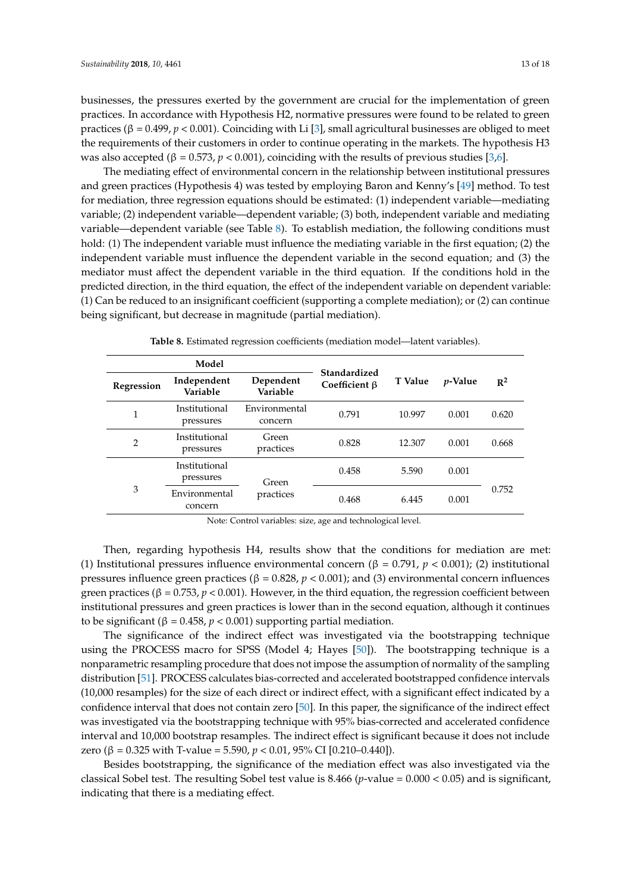businesses, the pressures exerted by the government are crucial for the implementation of green practices. In accordance with Hypothesis H2, normative pressures were found to be related to green practices (β = 0.499, $p < 0.001$). Coinciding with Li [3], small agricultural businesses are obliged to meet the requirements of their customers in order to continue operating in the markets. The hypothesis H3 was also accepted (β = 0.573, $p < 0.001$), coinciding with the results of previous studies [3,6].

The mediating effect of environmental concern in the relationship between institutional pressures and green practices (Hypothesis 4) was tested by employing Baron and Kenny's [49] method. To test for mediation, three regression equations should be estimated: (1) independent variable—mediating variable; (2) independent variable—dependent variable; (3) both, independent variable and mediating variable—dependent variable (see Table 8). To establish mediation, the following conditions must hold: (1) The independent variable must influence the mediating variable in the first equation; (2) the independent variable must influence the dependent variable in the second equation; and (3) the mediator must affect the dependent variable in the third equation. If the conditions hold in the predicted direction, in the third equation, the effect of the independent variable on dependent variable: (1) Can be reduced to an insignificant coefficient (supporting a complete mediation); or (2) can continue being significant, but decrease in magnitude (partial mediation).

**Table 8.** Estimated regression coefficients (mediation model—latent variables).

| Model | | | Standardized Coefficient β | T Value | *p*-Value | $R^2$ |
|---|---|---|---|---|---|---|
| **Regression** | **Independent Variable** | **Dependent Variable** | | | | |
| 1 | Institutional pressures | Environmental concern | 0.791 | 10.997 | 0.001 | 0.620 |
| 2 | Institutional pressures | Green practices | 0.828 | 12.307 | 0.001 | 0.668 |
| 3 | Institutional pressures | Green practices | 0.458 | 5.590 | 0.001 | 0.752 |
| | Environmental concern | | 0.468 | 6.445 | 0.001 | |

Note: Control variables: size, age and technological level.

Then, regarding hypothesis H4, results show that the conditions for mediation are met: (1) Institutional pressures influence environmental concern (β = 0.791, $p < 0.001$); (2) institutional pressures influence green practices (β = 0.828, $p < 0.001$); and (3) environmental concern influences green practices (β = 0.753, $p < 0.001$). However, in the third equation, the regression coefficient between institutional pressures and green practices is lower than in the second equation, although it continues to be significant (β = 0.458, $p < 0.001$) supporting partial mediation.

The significance of the indirect effect was investigated via the bootstrapping technique using the PROCESS macro for SPSS (Model 4; Hayes [50]). The bootstrapping technique is a nonparametric resampling procedure that does not impose the assumption of normality of the sampling distribution [51]. PROCESS calculates bias-corrected and accelerated bootstrapped confidence intervals (10,000 resamples) for the size of each direct or indirect effect, with a significant effect indicated by a confidence interval that does not contain zero [50]. In this paper, the significance of the indirect effect was investigated via the bootstrapping technique with 95% bias-corrected and accelerated confidence interval and 10,000 bootstrap resamples. The indirect effect is significant because it does not include zero (β = 0.325 with T-value = 5.590, $p < 0.01$, 95% CI [0.210–0.440]).

Besides bootstrapping, the significance of the mediation effect was also investigated via the classical Sobel test. The resulting Sobel test value is 8.466 (*p*-value = 0.000 < 0.05) and is significant, indicating that there is a mediating effect.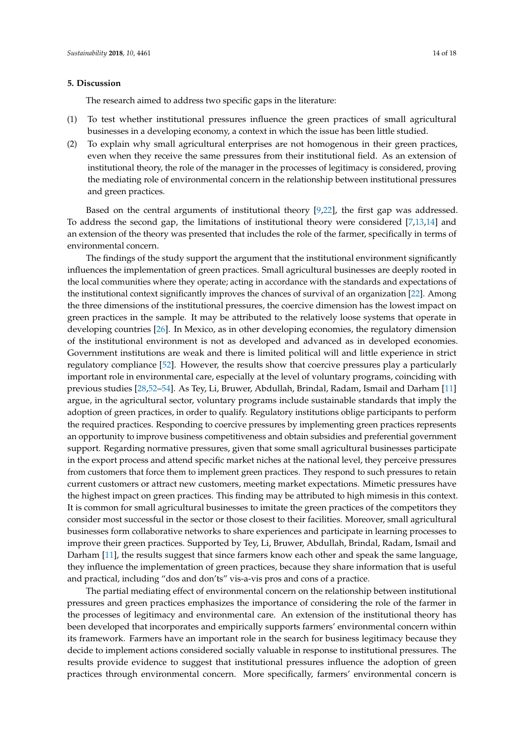## 5. Discussion

The research aimed to address two specific gaps in the literature:

(1) To test whether institutional pressures influence the green practices of small agricultural businesses in a developing economy, a context in which the issue has been little studied.

(2) To explain why small agricultural enterprises are not homogenous in their green practices, even when they receive the same pressures from their institutional field. As an extension of institutional theory, the role of the manager in the processes of legitimacy is considered, proving the mediating role of environmental concern in the relationship between institutional pressures and green practices.

Based on the central arguments of institutional theory [9,22], the first gap was addressed. To address the second gap, the limitations of institutional theory were considered [7,13,14] and an extension of the theory was presented that includes the role of the farmer, specifically in terms of environmental concern.

The findings of the study support the argument that the institutional environment significantly influences the implementation of green practices. Small agricultural businesses are deeply rooted in the local communities where they operate; acting in accordance with the standards and expectations of the institutional context significantly improves the chances of survival of an organization [22]. Among the three dimensions of the institutional pressures, the coercive dimension has the lowest impact on green practices in the sample. It may be attributed to the relatively loose systems that operate in developing countries [26]. In Mexico, as in other developing economies, the regulatory dimension of the institutional environment is not as developed and advanced as in developed economies. Government institutions are weak and there is limited political will and little experience in strict regulatory compliance [52]. However, the results show that coercive pressures play a particularly important role in environmental care, especially at the level of voluntary programs, coinciding with previous studies [28,52–54]. As Tey, Li, Bruwer, Abdullah, Brindal, Radam, Ismail and Darham [11] argue, in the agricultural sector, voluntary programs include sustainable standards that imply the adoption of green practices, in order to qualify. Regulatory institutions oblige participants to perform the required practices. Responding to coercive pressures by implementing green practices represents an opportunity to improve business competitiveness and obtain subsidies and preferential government support. Regarding normative pressures, given that some small agricultural businesses participate in the export process and attend specific market niches at the national level, they perceive pressures from customers that force them to implement green practices. They respond to such pressures to retain current customers or attract new customers, meeting market expectations. Mimetic pressures have the highest impact on green practices. This finding may be attributed to high mimesis in this context. It is common for small agricultural businesses to imitate the green practices of the competitors they consider most successful in the sector or those closest to their facilities. Moreover, small agricultural businesses form collaborative networks to share experiences and participate in learning processes to improve their green practices. Supported by Tey, Li, Bruwer, Abdullah, Brindal, Radam, Ismail and Darham [11], the results suggest that since farmers know each other and speak the same language, they influence the implementation of green practices, because they share information that is useful and practical, including "dos and don'ts" vis-a-vis pros and cons of a practice.

The partial mediating effect of environmental concern on the relationship between institutional pressures and green practices emphasizes the importance of considering the role of the farmer in the processes of legitimacy and environmental care. An extension of the institutional theory has been developed that incorporates and empirically supports farmers' environmental concern within its framework. Farmers have an important role in the search for business legitimacy because they decide to implement actions considered socially valuable in response to institutional pressures. The results provide evidence to suggest that institutional pressures influence the adoption of green practices through environmental concern. More specifically, farmers' environmental concern is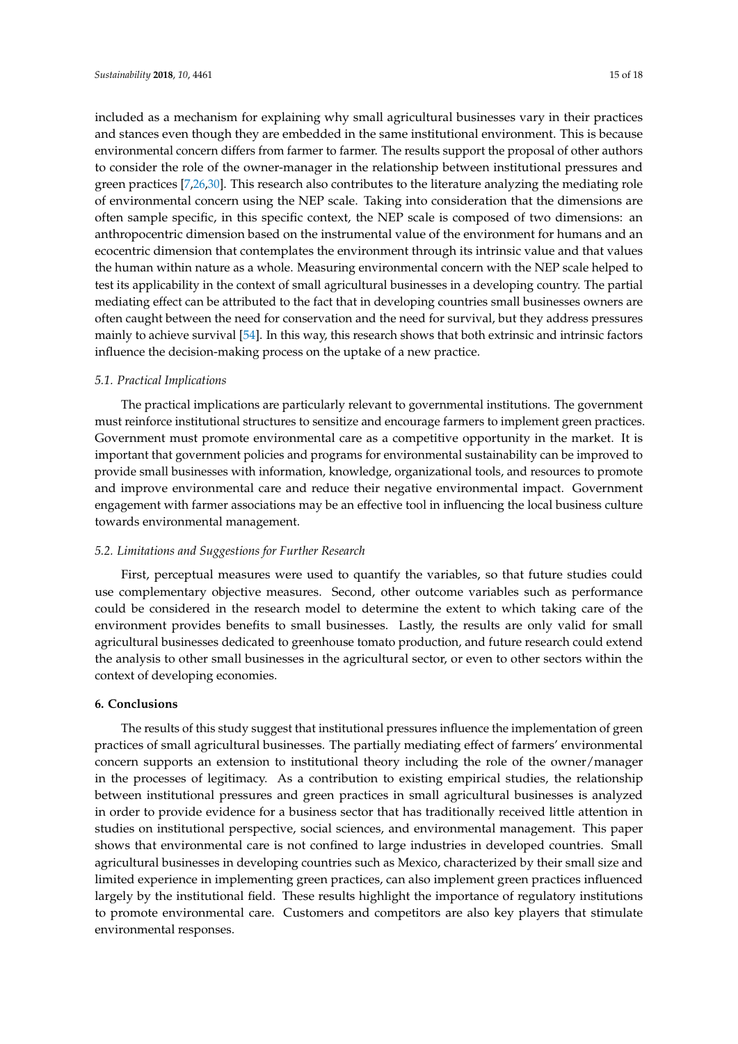included as a mechanism for explaining why small agricultural businesses vary in their practices and stances even though they are embedded in the same institutional environment. This is because environmental concern differs from farmer to farmer. The results support the proposal of other authors to consider the role of the owner-manager in the relationship between institutional pressures and green practices [7,26,30]. This research also contributes to the literature analyzing the mediating role of environmental concern using the NEP scale. Taking into consideration that the dimensions are often sample specific, in this specific context, the NEP scale is composed of two dimensions: an anthropocentric dimension based on the instrumental value of the environment for humans and an ecocentric dimension that contemplates the environment through its intrinsic value and that values the human within nature as a whole. Measuring environmental concern with the NEP scale helped to test its applicability in the context of small agricultural businesses in a developing country. The partial mediating effect can be attributed to the fact that in developing countries small businesses owners are often caught between the need for conservation and the need for survival, but they address pressures mainly to achieve survival [54]. In this way, this research shows that both extrinsic and intrinsic factors influence the decision-making process on the uptake of a new practice.

### *5.1. Practical Implications*

The practical implications are particularly relevant to governmental institutions. The government must reinforce institutional structures to sensitize and encourage farmers to implement green practices. Government must promote environmental care as a competitive opportunity in the market. It is important that government policies and programs for environmental sustainability can be improved to provide small businesses with information, knowledge, organizational tools, and resources to promote and improve environmental care and reduce their negative environmental impact. Government engagement with farmer associations may be an effective tool in influencing the local business culture towards environmental management.

### *5.2. Limitations and Suggestions for Further Research*

First, perceptual measures were used to quantify the variables, so that future studies could use complementary objective measures. Second, other outcome variables such as performance could be considered in the research model to determine the extent to which taking care of the environment provides benefits to small businesses. Lastly, the results are only valid for small agricultural businesses dedicated to greenhouse tomato production, and future research could extend the analysis to other small businesses in the agricultural sector, or even to other sectors within the context of developing economies.

## **6. Conclusions**

The results of this study suggest that institutional pressures influence the implementation of green practices of small agricultural businesses. The partially mediating effect of farmers' environmental concern supports an extension to institutional theory including the role of the owner/manager in the processes of legitimacy. As a contribution to existing empirical studies, the relationship between institutional pressures and green practices in small agricultural businesses is analyzed in order to provide evidence for a business sector that has traditionally received little attention in studies on institutional perspective, social sciences, and environmental management. This paper shows that environmental care is not confined to large industries in developed countries. Small agricultural businesses in developing countries such as Mexico, characterized by their small size and limited experience in implementing green practices, can also implement green practices influenced largely by the institutional field. These results highlight the importance of regulatory institutions to promote environmental care. Customers and competitors are also key players that stimulate environmental responses.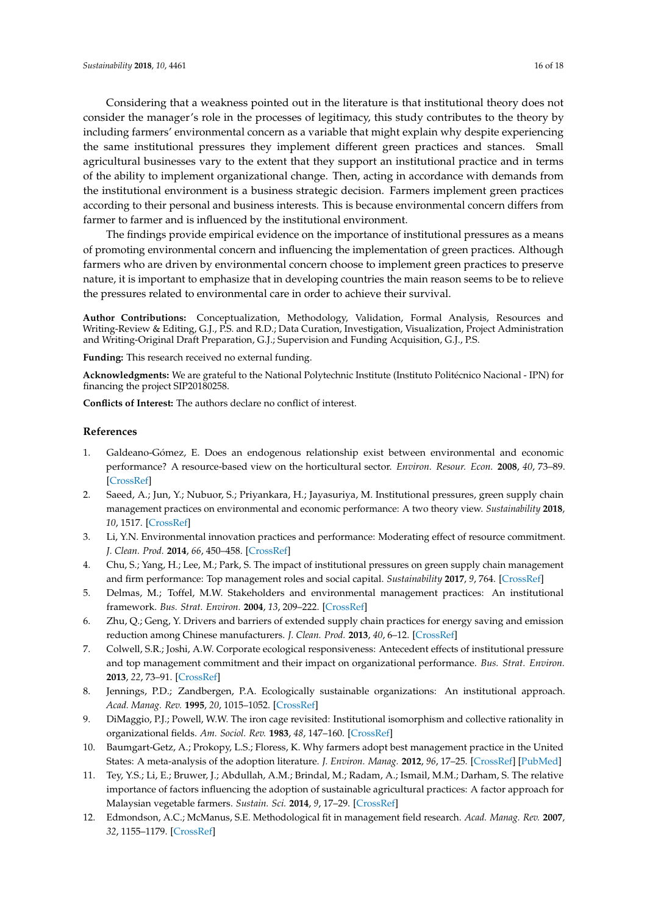Considering that a weakness pointed out in the literature is that institutional theory does not consider the manager's role in the processes of legitimacy, this study contributes to the theory by including farmers' environmental concern as a variable that might explain why despite experiencing the same institutional pressures they implement different green practices and stances. Small agricultural businesses vary to the extent that they support an institutional practice and in terms of the ability to implement organizational change. Then, acting in accordance with demands from the institutional environment is a business strategic decision. Farmers implement green practices according to their personal and business interests. This is because environmental concern differs from farmer to farmer and is influenced by the institutional environment.

The findings provide empirical evidence on the importance of institutional pressures as a means of promoting environmental concern and influencing the implementation of green practices. Although farmers who are driven by environmental concern choose to implement green practices to preserve nature, it is important to emphasize that in developing countries the main reason seems to be to relieve the pressures related to environmental care in order to achieve their survival.

**Author Contributions:** Conceptualization, Methodology, Validation, Formal Analysis, Resources and Writing-Review & Editing, G.J., P.S. and R.D.; Data Curation, Investigation, Visualization, Project Administration and Writing-Original Draft Preparation, G.J.; Supervision and Funding Acquisition, G.J., P.S.

**Funding:** This research received no external funding.

**Acknowledgments:** We are grateful to the National Polytechnic Institute (Instituto Politécnico Nacional - IPN) for financing the project SIP20180258.

**Conflicts of Interest:** The authors declare no conflict of interest.

## References

1. Galdeano-Gómez, E. Does an endogenous relationship exist between environmental and economic performance? A resource-based view on the horticultural sector. *Environ. Resour. Econ.* **2008**, *40*, 73–89. [CrossRef]
2. Saeed, A.; Jun, Y.; Nubuor, S.; Priyankara, H.; Jayasuriya, M. Institutional pressures, green supply chain management practices on environmental and economic performance: A two theory view. *Sustainability* **2018**, *10*, 1517. [CrossRef]
3. Li, Y.N. Environmental innovation practices and performance: Moderating effect of resource commitment. *J. Clean. Prod.* **2014**, *66*, 450–458. [CrossRef]
4. Chu, S.; Yang, H.; Lee, M.; Park, S. The impact of institutional pressures on green supply chain management and firm performance: Top management roles and social capital. *Sustainability* **2017**, *9*, 764. [CrossRef]
5. Delmas, M.; Toffel, M.W. Stakeholders and environmental management practices: An institutional framework. *Bus. Strat. Environ.* **2004**, *13*, 209–222. [CrossRef]
6. Zhu, Q.; Geng, Y. Drivers and barriers of extended supply chain practices for energy saving and emission reduction among Chinese manufacturers. *J. Clean. Prod.* **2013**, *40*, 6–12. [CrossRef]
7. Colwell, S.R.; Joshi, A.W. Corporate ecological responsiveness: Antecedent effects of institutional pressure and top management commitment and their impact on organizational performance. *Bus. Strat. Environ.* **2013**, *22*, 73–91. [CrossRef]
8. Jennings, P.D.; Zandbergen, P.A. Ecologically sustainable organizations: An institutional approach. *Acad. Manag. Rev.* **1995**, *20*, 1015–1052. [CrossRef]
9. DiMaggio, P.J.; Powell, W.W. The iron cage revisited: Institutional isomorphism and collective rationality in organizational fields. *Am. Sociol. Rev.* **1983**, *48*, 147–160. [CrossRef]
10. Baumgart-Getz, A.; Prokopy, L.S.; Floress, K. Why farmers adopt best management practice in the United States: A meta-analysis of the adoption literature. *J. Environ. Manag.* **2012**, *96*, 17–25. [CrossRef] [PubMed]
11. Tey, Y.S.; Li, E.; Bruwer, J.; Abdullah, A.M.; Brindal, M.; Radam, A.; Ismail, M.M.; Darham, S. The relative importance of factors influencing the adoption of sustainable agricultural practices: A factor approach for Malaysian vegetable farmers. *Sustain. Sci.* **2014**, *9*, 17–29. [CrossRef]
12. Edmondson, A.C.; McManus, S.E. Methodological fit in management field research. *Acad. Manag. Rev.* **2007**, *32*, 1155–1179. [CrossRef]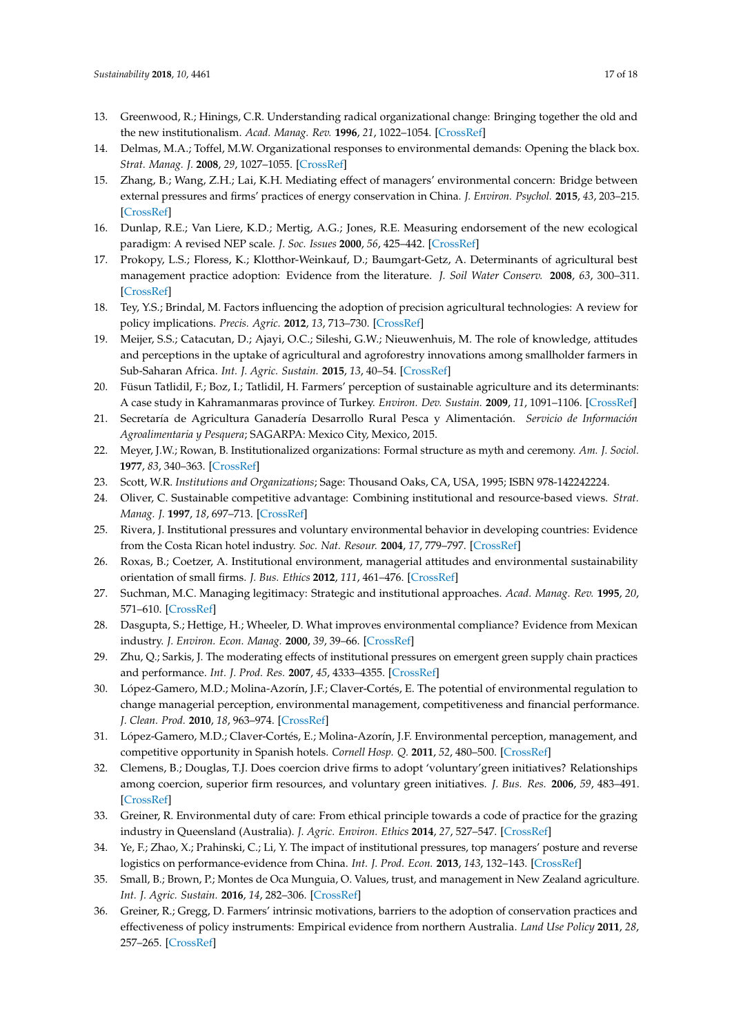13. Greenwood, R.; Hinings, C.R. Understanding radical organizational change: Bringing together the old and the new institutionalism. *Acad. Manag. Rev.* **1996**, *21*, 1022–1054. [CrossRef]
14. Delmas, M.A.; Toffel, M.W. Organizational responses to environmental demands: Opening the black box. *Strat. Manag. J.* **2008**, *29*, 1027–1055. [CrossRef]
15. Zhang, B.; Wang, Z.H.; Lai, K.H. Mediating effect of managers' environmental concern: Bridge between external pressures and firms' practices of energy conservation in China. *J. Environ. Psychol.* **2015**, *43*, 203–215. [CrossRef]
16. Dunlap, R.E.; Van Liere, K.D.; Mertig, A.G.; Jones, R.E. Measuring endorsement of the new ecological paradigm: A revised NEP scale. *J. Soc. Issues* **2000**, *56*, 425–442. [CrossRef]
17. Prokopy, L.S.; Floress, K.; Klotthor-Weinkauf, D.; Baumgart-Getz, A. Determinants of agricultural best management practice adoption: Evidence from the literature. *J. Soil Water Conserv.* **2008**, *63*, 300–311. [CrossRef]
18. Tey, Y.S.; Brindal, M. Factors influencing the adoption of precision agricultural technologies: A review for policy implications. *Precis. Agric.* **2012**, *13*, 713–730. [CrossRef]
19. Meijer, S.S.; Catacutan, D.; Ajayi, O.C.; Sileshi, G.W.; Nieuwenhuis, M. The role of knowledge, attitudes and perceptions in the uptake of agricultural and agroforestry innovations among smallholder farmers in Sub-Saharan Africa. *Int. J. Agric. Sustain.* **2015**, *13*, 40–54. [CrossRef]
20. Füsun Tatlidil, F.; Boz, I.; Tatlidil, H. Farmers' perception of sustainable agriculture and its determinants: A case study in Kahramanmaras province of Turkey. *Environ. Dev. Sustain.* **2009**, *11*, 1091–1106. [CrossRef]
21. Secretaría de Agricultura Ganadería Desarrollo Rural Pesca y Alimentación. *Servicio de Información Agroalimentaria y Pesquera*; SAGARPA: Mexico City, Mexico, 2015.
22. Meyer, J.W.; Rowan, B. Institutionalized organizations: Formal structure as myth and ceremony. *Am. J. Sociol.* **1977**, *83*, 340–363. [CrossRef]
23. Scott, W.R. *Institutions and Organizations*; Sage: Thousand Oaks, CA, USA, 1995; ISBN 978-142242224.
24. Oliver, C. Sustainable competitive advantage: Combining institutional and resource-based views. *Strat. Manag. J.* **1997**, *18*, 697–713. [CrossRef]
25. Rivera, J. Institutional pressures and voluntary environmental behavior in developing countries: Evidence from the Costa Rican hotel industry. *Soc. Nat. Resour.* **2004**, *17*, 779–797. [CrossRef]
26. Roxas, B.; Coetzer, A. Institutional environment, managerial attitudes and environmental sustainability orientation of small firms. *J. Bus. Ethics* **2012**, *111*, 461–476. [CrossRef]
27. Suchman, M.C. Managing legitimacy: Strategic and institutional approaches. *Acad. Manag. Rev.* **1995**, *20*, 571–610. [CrossRef]
28. Dasgupta, S.; Hettige, H.; Wheeler, D. What improves environmental compliance? Evidence from Mexican industry. *J. Environ. Econ. Manag.* **2000**, *39*, 39–66. [CrossRef]
29. Zhu, Q.; Sarkis, J. The moderating effects of institutional pressures on emergent green supply chain practices and performance. *Int. J. Prod. Res.* **2007**, *45*, 4333–4355. [CrossRef]
30. López-Gamero, M.D.; Molina-Azorín, J.F.; Claver-Cortés, E. The potential of environmental regulation to change managerial perception, environmental management, competitiveness and financial performance. *J. Clean. Prod.* **2010**, *18*, 963–974. [CrossRef]
31. López-Gamero, M.D.; Claver-Cortés, E.; Molina-Azorín, J.F. Environmental perception, management, and competitive opportunity in Spanish hotels. *Cornell Hosp. Q.* **2011**, *52*, 480–500. [CrossRef]
32. Clemens, B.; Douglas, T.J. Does coercion drive firms to adopt 'voluntary'green initiatives? Relationships among coercion, superior firm resources, and voluntary green initiatives. *J. Bus. Res.* **2006**, *59*, 483–491. [CrossRef]
33. Greiner, R. Environmental duty of care: From ethical principle towards a code of practice for the grazing industry in Queensland (Australia). *J. Agric. Environ. Ethics* **2014**, *27*, 527–547. [CrossRef]
34. Ye, F.; Zhao, X.; Prahinski, C.; Li, Y. The impact of institutional pressures, top managers' posture and reverse logistics on performance-evidence from China. *Int. J. Prod. Econ.* **2013**, *143*, 132–143. [CrossRef]
35. Small, B.; Brown, P.; Montes de Oca Munguia, O. Values, trust, and management in New Zealand agriculture. *Int. J. Agric. Sustain.* **2016**, *14*, 282–306. [CrossRef]
36. Greiner, R.; Gregg, D. Farmers' intrinsic motivations, barriers to the adoption of conservation practices and effectiveness of policy instruments: Empirical evidence from northern Australia. *Land Use Policy* **2011**, *28*, 257–265. [CrossRef]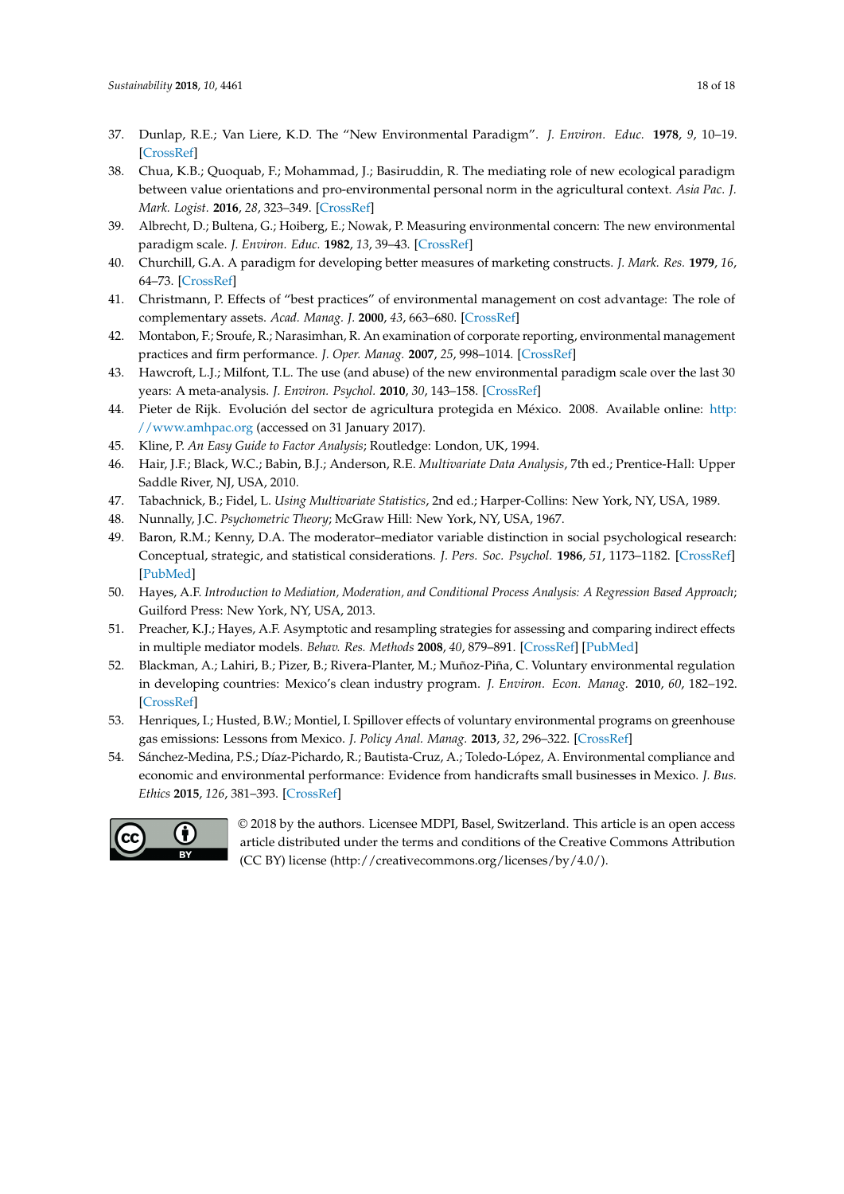37. Dunlap, R.E.; Van Liere, K.D. The "New Environmental Paradigm". *J. Environ. Educ.* **1978**, *9*, 10–19. [CrossRef]
38. Chua, K.B.; Quoquab, F.; Mohammad, J.; Basiruddin, R. The mediating role of new ecological paradigm between value orientations and pro-environmental personal norm in the agricultural context. *Asia Pac. J. Mark. Logist.* **2016**, *28*, 323–349. [CrossRef]
39. Albrecht, D.; Bultena, G.; Hoiberg, E.; Nowak, P. Measuring environmental concern: The new environmental paradigm scale. *J. Environ. Educ.* **1982**, *13*, 39–43. [CrossRef]
40. Churchill, G.A. A paradigm for developing better measures of marketing constructs. *J. Mark. Res.* **1979**, *16*, 64–73. [CrossRef]
41. Christmann, P. Effects of "best practices" of environmental management on cost advantage: The role of complementary assets. *Acad. Manag. J.* **2000**, *43*, 663–680. [CrossRef]
42. Montabon, F.; Sroufe, R.; Narasimhan, R. An examination of corporate reporting, environmental management practices and firm performance. *J. Oper. Manag.* **2007**, *25*, 998–1014. [CrossRef]
43. Hawcroft, L.J.; Milfont, T.L. The use (and abuse) of the new environmental paradigm scale over the last 30 years: A meta-analysis. *J. Environ. Psychol.* **2010**, *30*, 143–158. [CrossRef]
44. Pieter de Rijk. Evolución del sector de agricultura protegida en México. 2008. Available online: http://www.amhpac.org (accessed on 31 January 2017).
45. Kline, P. *An Easy Guide to Factor Analysis*; Routledge: London, UK, 1994.
46. Hair, J.F.; Black, W.C.; Babin, B.J.; Anderson, R.E. *Multivariate Data Analysis*, 7th ed.; Prentice-Hall: Upper Saddle River, NJ, USA, 2010.
47. Tabachnick, B.; Fidel, L. *Using Multivariate Statistics*, 2nd ed.; Harper-Collins: New York, NY, USA, 1989.
48. Nunnally, J.C. *Psychometric Theory*; McGraw Hill: New York, NY, USA, 1967.
49. Baron, R.M.; Kenny, D.A. The moderator–mediator variable distinction in social psychological research: Conceptual, strategic, and statistical considerations. *J. Pers. Soc. Psychol.* **1986**, *51*, 1173–1182. [CrossRef] [PubMed]
50. Hayes, A.F. *Introduction to Mediation, Moderation, and Conditional Process Analysis: A Regression Based Approach*; Guilford Press: New York, NY, USA, 2013.
51. Preacher, K.J.; Hayes, A.F. Asymptotic and resampling strategies for assessing and comparing indirect effects in multiple mediator models. *Behav. Res. Methods* **2008**, *40*, 879–891. [CrossRef] [PubMed]
52. Blackman, A.; Lahiri, B.; Pizer, B.; Rivera-Planter, M.; Muñoz-Piña, C. Voluntary environmental regulation in developing countries: Mexico's clean industry program. *J. Environ. Econ. Manag.* **2010**, *60*, 182–192. [CrossRef]
53. Henriques, I.; Husted, B.W.; Montiel, I. Spillover effects of voluntary environmental programs on greenhouse gas emissions: Lessons from Mexico. *J. Policy Anal. Manag.* **2013**, *32*, 296–322. [CrossRef]
54. Sánchez-Medina, P.S.; Díaz-Pichardo, R.; Bautista-Cruz, A.; Toledo-López, A. Environmental compliance and economic and environmental performance: Evidence from handicrafts small businesses in Mexico. *J. Bus. Ethics* **2015**, *126*, 381–393. [CrossRef]

© 2018 by the authors. Licensee MDPI, Basel, Switzerland. This article is an open access article distributed under the terms and conditions of the Creative Commons Attribution (CC BY) license (http://creativecommons.org/licenses/by/4.0/).